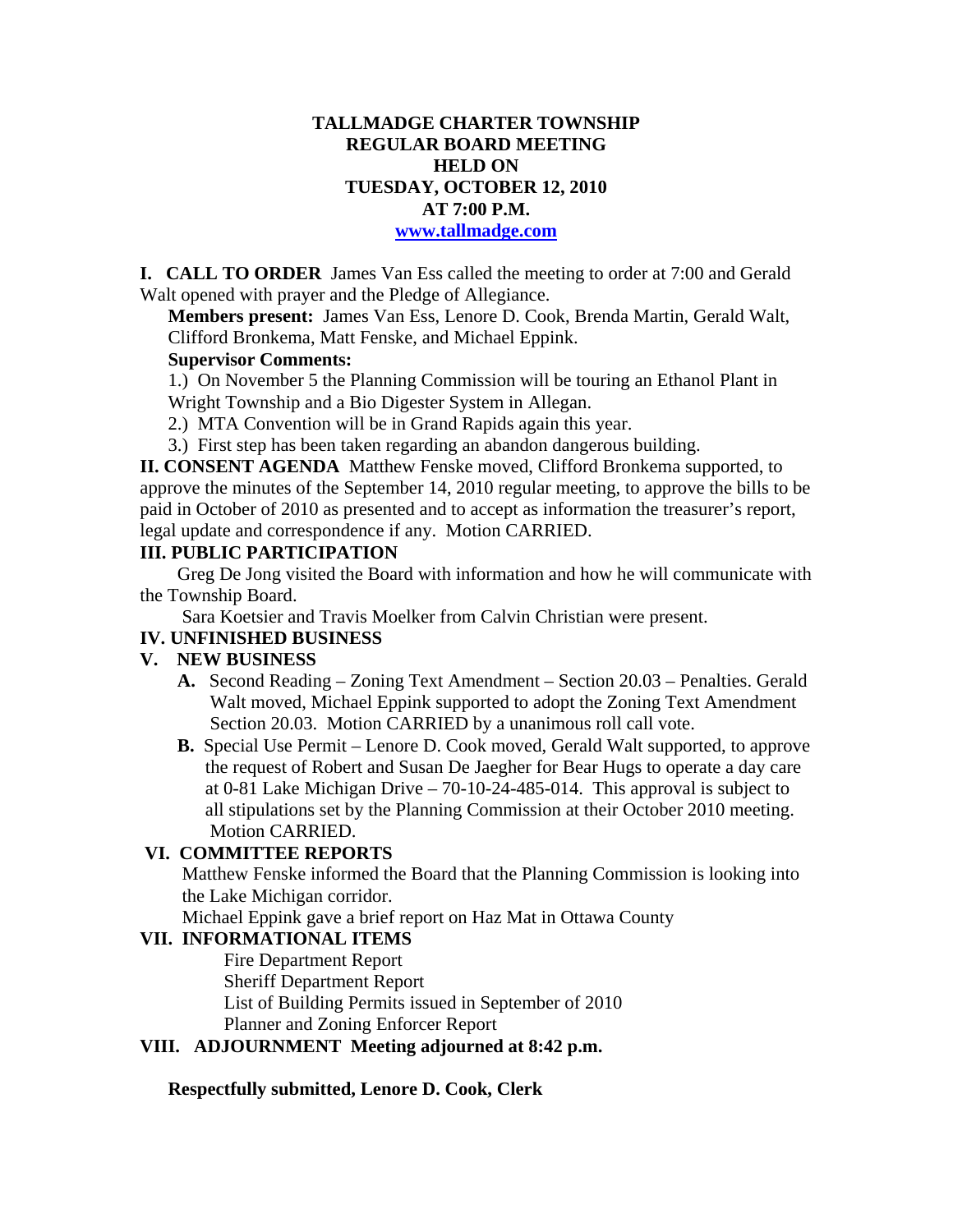# TALLMADGE CHARTER TOWNSHIP
## REGULAR BOARD MEETING
## HELD ON
## TUESDAY, OCTOBER 12, 2010
## AT 7:00 P.M.

www.tallmadge.com

**I. CALL TO ORDER** James Van Ess called the meeting to order at 7:00 and Gerald Walt opened with prayer and the Pledge of Allegiance.

**Members present:** James Van Ess, Lenore D. Cook, Brenda Martin, Gerald Walt, Clifford Bronkema, Matt Fenske, and Michael Eppink.

**Supervisor Comments:**

1.) On November 5 the Planning Commission will be touring an Ethanol Plant in Wright Township and a Bio Digester System in Allegan.

2.) MTA Convention will be in Grand Rapids again this year.

3.) First step has been taken regarding an abandon dangerous building.

**II. CONSENT AGENDA** Matthew Fenske moved, Clifford Bronkema supported, to approve the minutes of the September 14, 2010 regular meeting, to approve the bills to be paid in October of 2010 as presented and to accept as information the treasurer's report, legal update and correspondence if any. Motion CARRIED.

**III. PUBLIC PARTICIPATION**

Greg De Jong visited the Board with information and how he will communicate with the Township Board.

Sara Koetsier and Travis Moelker from Calvin Christian were present.

**IV. UNFINISHED BUSINESS**

**V. NEW BUSINESS**

**A.** Second Reading – Zoning Text Amendment – Section 20.03 – Penalties. Gerald Walt moved, Michael Eppink supported to adopt the Zoning Text Amendment Section 20.03. Motion CARRIED by a unanimous roll call vote.

**B.** Special Use Permit – Lenore D. Cook moved, Gerald Walt supported, to approve the request of Robert and Susan De Jaegher for Bear Hugs to operate a day care at 0-81 Lake Michigan Drive – 70-10-24-485-014. This approval is subject to all stipulations set by the Planning Commission at their October 2010 meeting. Motion CARRIED.

**VI. COMMITTEE REPORTS**

Matthew Fenske informed the Board that the Planning Commission is looking into the Lake Michigan corridor.

Michael Eppink gave a brief report on Haz Mat in Ottawa County

**VII. INFORMATIONAL ITEMS**

Fire Department Report
Sheriff Department Report
List of Building Permits issued in September of 2010
Planner and Zoning Enforcer Report

**VIII. ADJOURNMENT Meeting adjourned at 8:42 p.m.**

**Respectfully submitted, Lenore D. Cook, Clerk**